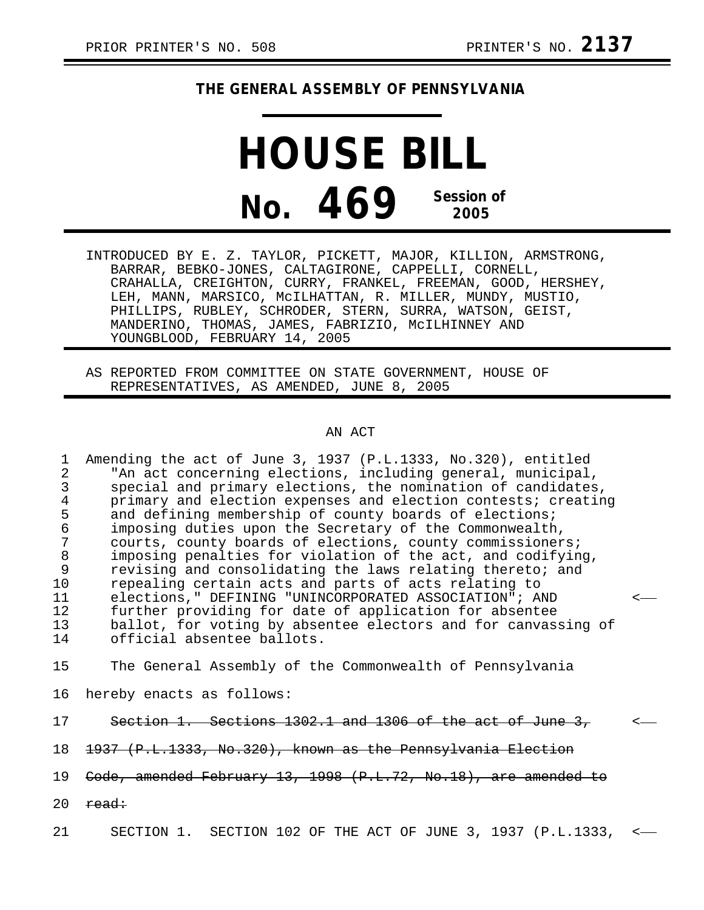PRIOR PRINTER'S NO. 508 PRINTER'S NO. **2137**

## THE GENERAL ASSEMBLY OF PENNSYLVANIA

# HOUSE BILL

# No. 469 Session of 2005

INTRODUCED BY E. Z. TAYLOR, PICKETT, MAJOR, KILLION, ARMSTRONG, BARRAR, BEBKO-JONES, CALTAGIRONE, CAPPELLI, CORNELL, CRAHALLA, CREIGHTON, CURRY, FRANKEL, FREEMAN, GOOD, HERSHEY, LEH, MANN, MARSICO, McILHATTAN, R. MILLER, MUNDY, MUSTIO, PHILLIPS, RUBLEY, SCHRODER, STERN, SURRA, WATSON, GEIST, MANDERINO, THOMAS, JAMES, FABRIZIO, McILHINNEY AND YOUNGBLOOD, FEBRUARY 14, 2005

AS REPORTED FROM COMMITTEE ON STATE GOVERNMENT, HOUSE OF REPRESENTATIVES, AS AMENDED, JUNE 8, 2005

AN ACT

1 Amending the act of June 3, 1937 (P.L.1333, No.320), entitled
2 "An act concerning elections, including general, municipal,
3 special and primary elections, the nomination of candidates,
4 primary and election expenses and election contests; creating
5 and defining membership of county boards of elections;
6 imposing duties upon the Secretary of the Commonwealth,
7 courts, county boards of elections, county commissioners;
8 imposing penalties for violation of the act, and codifying,
9 revising and consolidating the laws relating thereto; and
10 repealing certain acts and parts of acts relating to
11 elections," DEFINING "UNINCORPORATED ASSOCIATION"; AND <——
12 further providing for date of application for absentee
13 ballot, for voting by absentee electors and for canvassing of
14 official absentee ballots.

15 The General Assembly of the Commonwealth of Pennsylvania
16 hereby enacts as follows:

17 ~~Section 1. Sections 1302.1 and 1306 of the act of June 3,~~ <——
18 ~~1937 (P.L.1333, No.320), known as the Pennsylvania Election~~
19 ~~Code, amended February 13, 1998 (P.L.72, No.18), are amended to~~
20 ~~read:~~

21 SECTION 1. SECTION 102 OF THE ACT OF JUNE 3, 1937 (P.L.1333, <——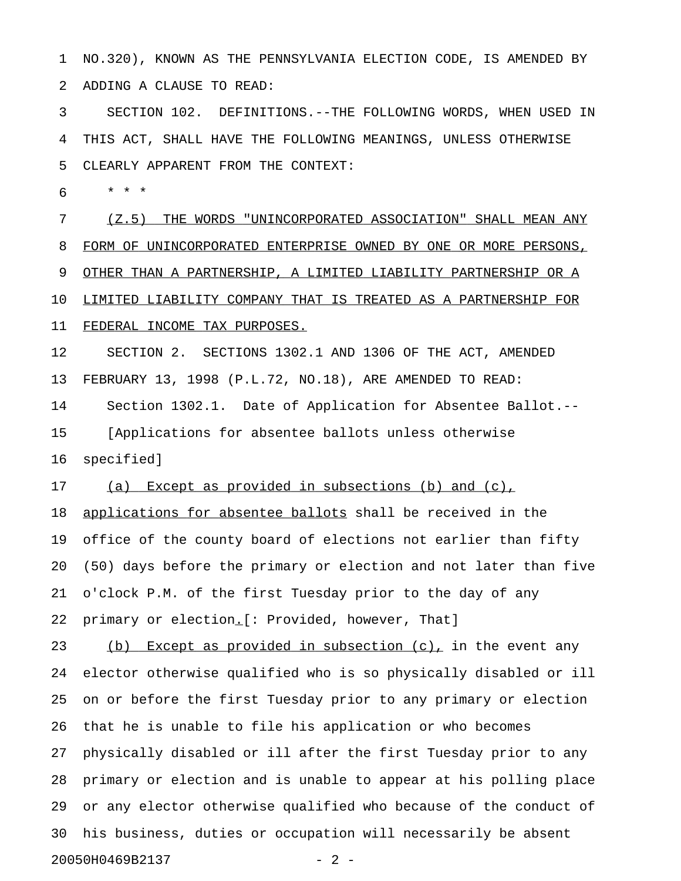NO.320), KNOWN AS THE PENNSYLVANIA ELECTION CODE, IS AMENDED BY ADDING A CLAUSE TO READ:

SECTION 102. DEFINITIONS.--THE FOLLOWING WORDS, WHEN USED IN THIS ACT, SHALL HAVE THE FOLLOWING MEANINGS, UNLESS OTHERWISE CLEARLY APPARENT FROM THE CONTEXT:

\* \* \*

<u>(Z.5) THE WORDS "UNINCORPORATED ASSOCIATION" SHALL MEAN ANY FORM OF UNINCORPORATED ENTERPRISE OWNED BY ONE OR MORE PERSONS, OTHER THAN A PARTNERSHIP, A LIMITED LIABILITY PARTNERSHIP OR A LIMITED LIABILITY COMPANY THAT IS TREATED AS A PARTNERSHIP FOR FEDERAL INCOME TAX PURPOSES.</u>

SECTION 2. SECTIONS 1302.1 AND 1306 OF THE ACT, AMENDED FEBRUARY 13, 1998 (P.L.72, NO.18), ARE AMENDED TO READ:

Section 1302.1. Date of Application for Absentee Ballot.--

[Applications for absentee ballots unless otherwise specified]

<u>(a) Except as provided in subsections (b) and (c), applications for absentee ballots</u> shall be received in the office of the county board of elections not earlier than fifty (50) days before the primary or election and not later than five o'clock P.M. of the first Tuesday prior to the day of any primary or election<u>.</u>[: Provided, however, That]

<u>(b) Except as provided in subsection (c),</u> in the event any elector otherwise qualified who is so physically disabled or ill on or before the first Tuesday prior to any primary or election that he is unable to file his application or who becomes physically disabled or ill after the first Tuesday prior to any primary or election and is unable to appear at his polling place or any elector otherwise qualified who because of the conduct of his business, duties or occupation will necessarily be absent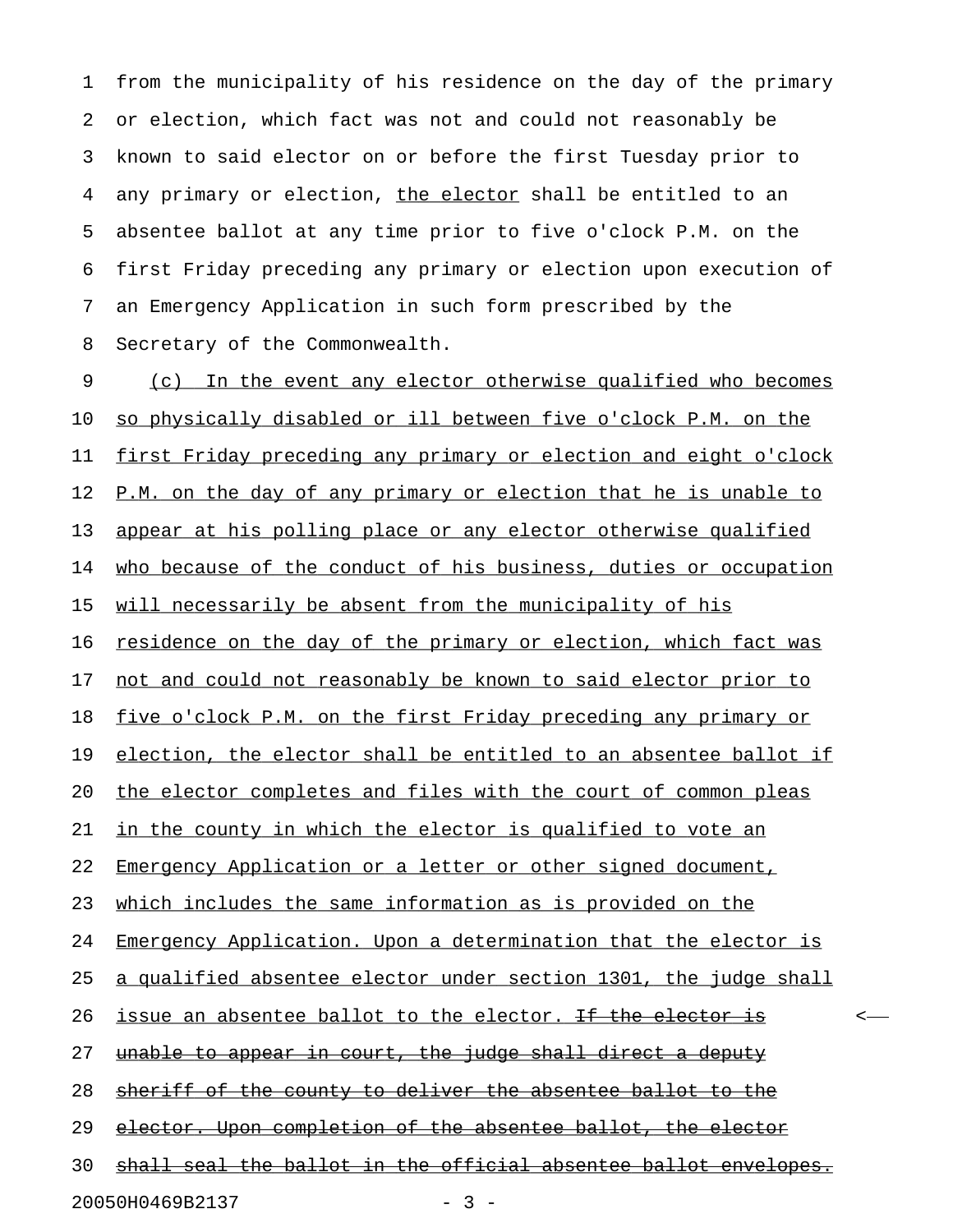from the municipality of his residence on the day of the primary or election, which fact was not and could not reasonably be known to said elector on or before the first Tuesday prior to any primary or election, <u>the elector</u> shall be entitled to an absentee ballot at any time prior to five o'clock P.M. on the first Friday preceding any primary or election upon execution of an Emergency Application in such form prescribed by the Secretary of the Commonwealth.

<u>(c) In the event any elector otherwise qualified who becomes so physically disabled or ill between five o'clock P.M. on the first Friday preceding any primary or election and eight o'clock P.M. on the day of any primary or election that he is unable to appear at his polling place or any elector otherwise qualified who because of the conduct of his business, duties or occupation will necessarily be absent from the municipality of his residence on the day of the primary or election, which fact was not and could not reasonably be known to said elector prior to five o'clock P.M. on the first Friday preceding any primary or election, the elector shall be entitled to an absentee ballot if the elector completes and files with the court of common pleas in the county in which the elector is qualified to vote an Emergency Application or a letter or other signed document, which includes the same information as is provided on the Emergency Application. Upon a determination that the elector is a qualified absentee elector under section 1301, the judge shall issue an absentee ballot to the elector.</u> ~~If the elector is unable to appear in court, the judge shall direct a deputy sheriff of the county to deliver the absentee ballot to the elector. Upon completion of the absentee ballot, the elector shall seal the ballot in the official absentee ballot envelopes.~~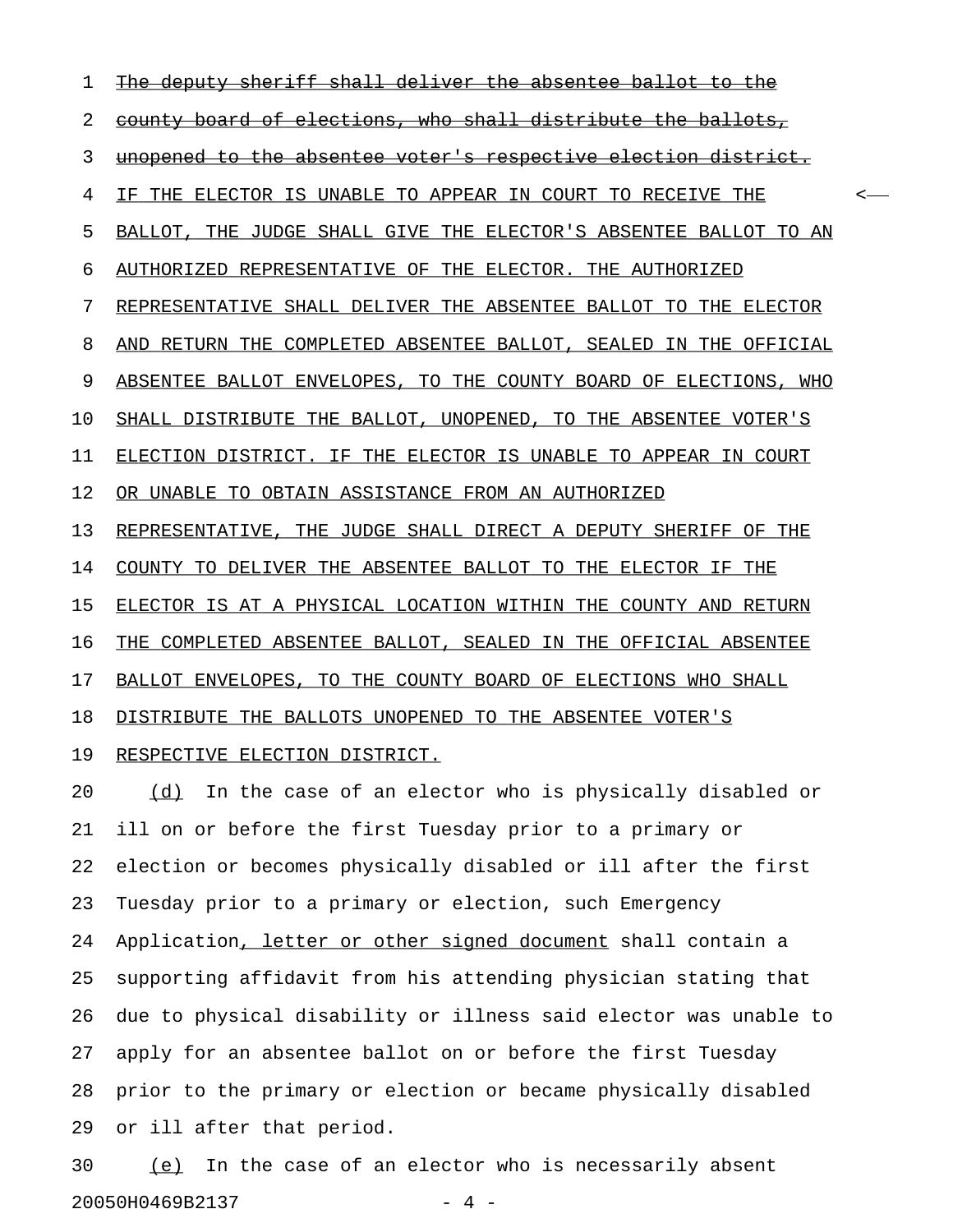~~The deputy sheriff shall deliver the absentee ballot to the county board of elections, who shall distribute the ballots, unopened to the absentee voter's respective election district.~~ IF THE ELECTOR IS UNABLE TO APPEAR IN COURT TO RECEIVE THE BALLOT, THE JUDGE SHALL GIVE THE ELECTOR'S ABSENTEE BALLOT TO AN AUTHORIZED REPRESENTATIVE OF THE ELECTOR. THE AUTHORIZED REPRESENTATIVE SHALL DELIVER THE ABSENTEE BALLOT TO THE ELECTOR AND RETURN THE COMPLETED ABSENTEE BALLOT, SEALED IN THE OFFICIAL ABSENTEE BALLOT ENVELOPES, TO THE COUNTY BOARD OF ELECTIONS, WHO SHALL DISTRIBUTE THE BALLOT, UNOPENED, TO THE ABSENTEE VOTER'S ELECTION DISTRICT. IF THE ELECTOR IS UNABLE TO APPEAR IN COURT OR UNABLE TO OBTAIN ASSISTANCE FROM AN AUTHORIZED REPRESENTATIVE, THE JUDGE SHALL DIRECT A DEPUTY SHERIFF OF THE COUNTY TO DELIVER THE ABSENTEE BALLOT TO THE ELECTOR IF THE ELECTOR IS AT A PHYSICAL LOCATION WITHIN THE COUNTY AND RETURN THE COMPLETED ABSENTEE BALLOT, SEALED IN THE OFFICIAL ABSENTEE BALLOT ENVELOPES, TO THE COUNTY BOARD OF ELECTIONS WHO SHALL DISTRIBUTE THE BALLOTS UNOPENED TO THE ABSENTEE VOTER'S RESPECTIVE ELECTION DISTRICT.

(d) In the case of an elector who is physically disabled or ill on or before the first Tuesday prior to a primary or election or becomes physically disabled or ill after the first Tuesday prior to a primary or election, such Emergency Application, letter or other signed document shall contain a supporting affidavit from his attending physician stating that due to physical disability or illness said elector was unable to apply for an absentee ballot on or before the first Tuesday prior to the primary or election or became physically disabled or ill after that period.

(e) In the case of an elector who is necessarily absent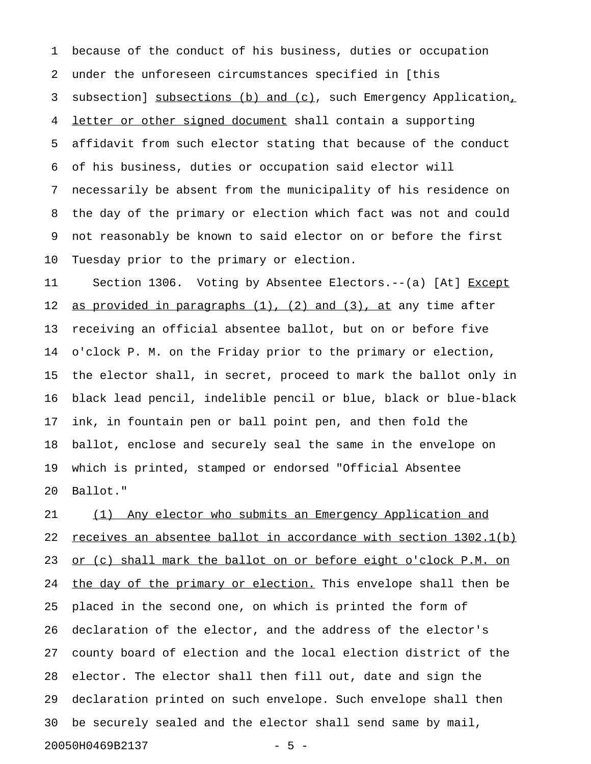because of the conduct of his business, duties or occupation under the unforeseen circumstances specified in [this subsection] <u>subsections (b) and (c)</u>, such Emergency Application<u>, letter or other signed document</u> shall contain a supporting affidavit from such elector stating that because of the conduct of his business, duties or occupation said elector will necessarily be absent from the municipality of his residence on the day of the primary or election which fact was not and could not reasonably be known to said elector on or before the first Tuesday prior to the primary or election.

Section 1306. Voting by Absentee Electors.--(a) [At] <u>Except as provided in paragraphs (1), (2) and (3), at</u> any time after receiving an official absentee ballot, but on or before five o'clock P. M. on the Friday prior to the primary or election, the elector shall, in secret, proceed to mark the ballot only in black lead pencil, indelible pencil or blue, black or blue-black ink, in fountain pen or ball point pen, and then fold the ballot, enclose and securely seal the same in the envelope on which is printed, stamped or endorsed "Official Absentee Ballot."

<u>(1) Any elector who submits an Emergency Application and receives an absentee ballot in accordance with section 1302.1(b) or (c) shall mark the ballot on or before eight o'clock P.M. on the day of the primary or election.</u> This envelope shall then be placed in the second one, on which is printed the form of declaration of the elector, and the address of the elector's county board of election and the local election district of the elector. The elector shall then fill out, date and sign the declaration printed on such envelope. Such envelope shall then be securely sealed and the elector shall send same by mail,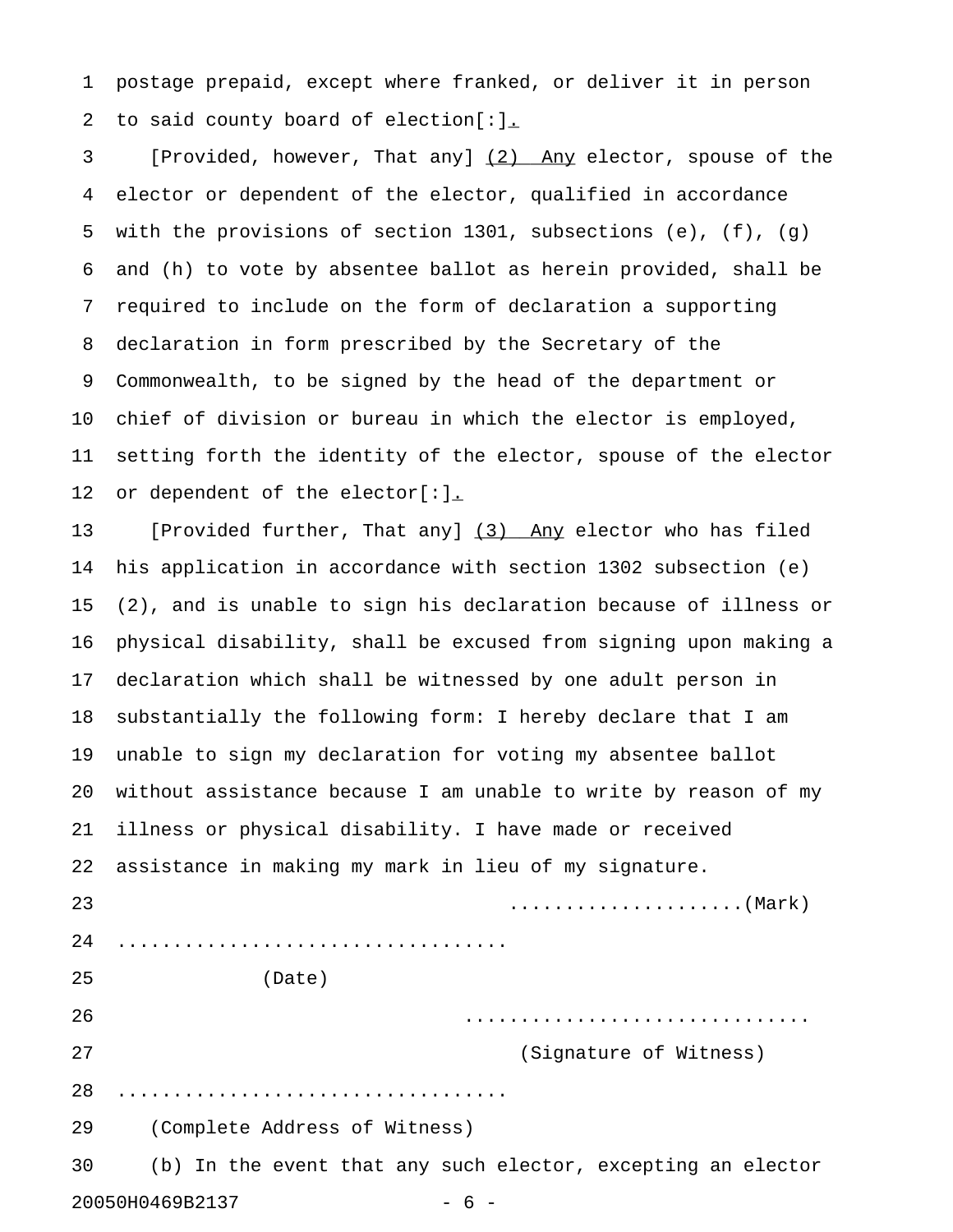postage prepaid, except where franked, or deliver it in person to said county board of election[:]<u>.</u>

[Provided, however, That any] <u>(2) Any</u> elector, spouse of the elector or dependent of the elector, qualified in accordance with the provisions of section 1301, subsections (e), (f), (g) and (h) to vote by absentee ballot as herein provided, shall be required to include on the form of declaration a supporting declaration in form prescribed by the Secretary of the Commonwealth, to be signed by the head of the department or chief of division or bureau in which the elector is employed, setting forth the identity of the elector, spouse of the elector or dependent of the elector[:]<u>.</u>

[Provided further, That any] <u>(3) Any</u> elector who has filed his application in accordance with section 1302 subsection (e) (2), and is unable to sign his declaration because of illness or physical disability, shall be excused from signing upon making a declaration which shall be witnessed by one adult person in substantially the following form: I hereby declare that I am unable to sign my declaration for voting my absentee ballot without assistance because I am unable to write by reason of my illness or physical disability. I have made or received assistance in making my mark in lieu of my signature.

....................(Mark)

..................................

(Date)

..............................

(Signature of Witness)

..................................

(Complete Address of Witness)

(b) In the event that any such elector, excepting an elector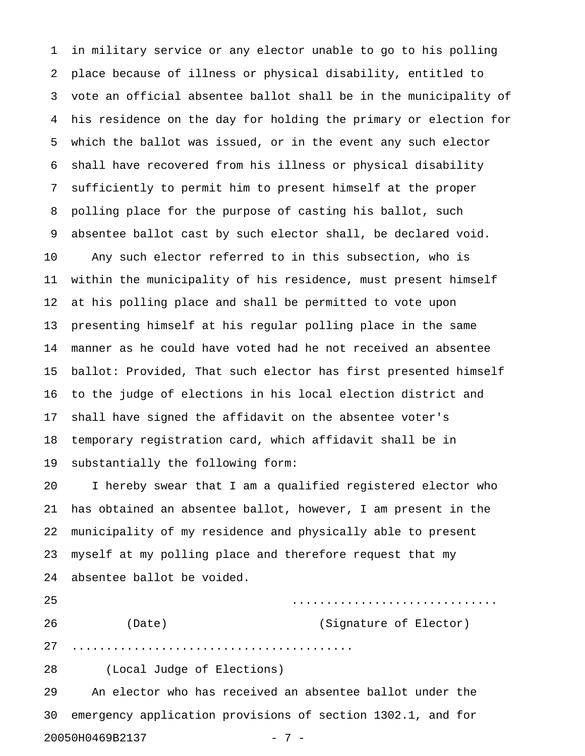in military service or any elector unable to go to his polling place because of illness or physical disability, entitled to vote an official absentee ballot shall be in the municipality of his residence on the day for holding the primary or election for which the ballot was issued, or in the event any such elector shall have recovered from his illness or physical disability sufficiently to permit him to present himself at the proper polling place for the purpose of casting his ballot, such absentee ballot cast by such elector shall, be declared void.

Any such elector referred to in this subsection, who is within the municipality of his residence, must present himself at his polling place and shall be permitted to vote upon presenting himself at his regular polling place in the same manner as he could have voted had he not received an absentee ballot: Provided, That such elector has first presented himself to the judge of elections in his local election district and shall have signed the affidavit on the absentee voter's temporary registration card, which affidavit shall be in substantially the following form:

I hereby swear that I am a qualified registered elector who has obtained an absentee ballot, however, I am present in the municipality of my residence and physically able to present myself at my polling place and therefore request that my absentee ballot be voided.

.............................

(Date) (Signature of Elector)

........................................

(Local Judge of Elections)

An elector who has received an absentee ballot under the emergency application provisions of section 1302.1, and for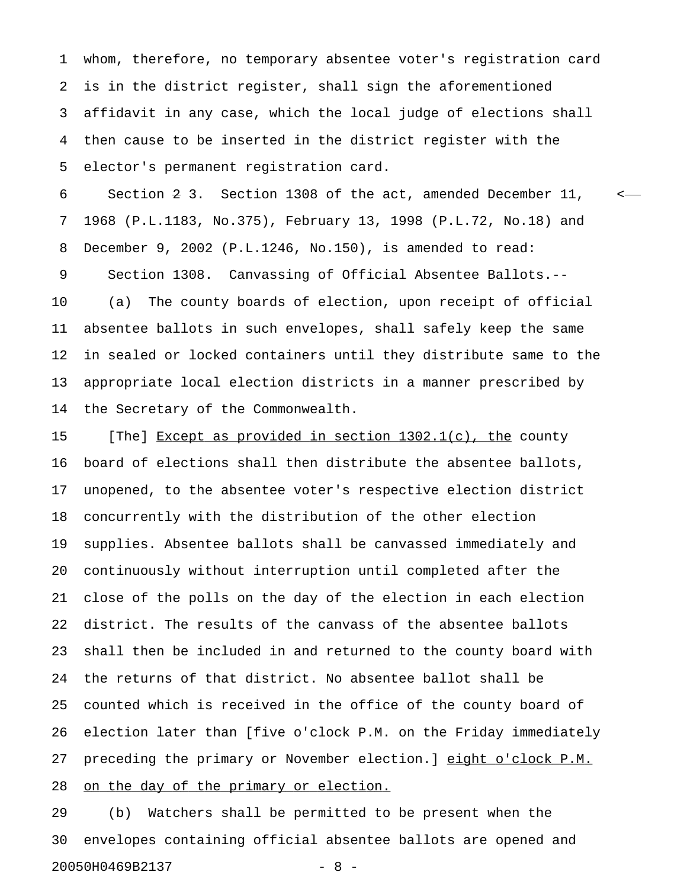whom, therefore, no temporary absentee voter's registration card is in the district register, shall sign the aforementioned affidavit in any case, which the local judge of elections shall then cause to be inserted in the district register with the elector's permanent registration card.

Section ~~2~~ 3. Section 1308 of the act, amended December 11, 1968 (P.L.1183, No.375), February 13, 1998 (P.L.72, No.18) and December 9, 2002 (P.L.1246, No.150), is amended to read:

Section 1308. Canvassing of Official Absentee Ballots.--

(a) The county boards of election, upon receipt of official absentee ballots in such envelopes, shall safely keep the same in sealed or locked containers until they distribute same to the appropriate local election districts in a manner prescribed by the Secretary of the Commonwealth.

[The] <u>Except as provided in section 1302.1(c), the</u> county board of elections shall then distribute the absentee ballots, unopened, to the absentee voter's respective election district concurrently with the distribution of the other election supplies. Absentee ballots shall be canvassed immediately and continuously without interruption until completed after the close of the polls on the day of the election in each election district. The results of the canvass of the absentee ballots shall then be included in and returned to the county board with the returns of that district. No absentee ballot shall be counted which is received in the office of the county board of election later than [five o'clock P.M. on the Friday immediately preceding the primary or November election.] <u>eight o'clock P.M. on the day of the primary or election.</u>

(b) Watchers shall be permitted to be present when the envelopes containing official absentee ballots are opened and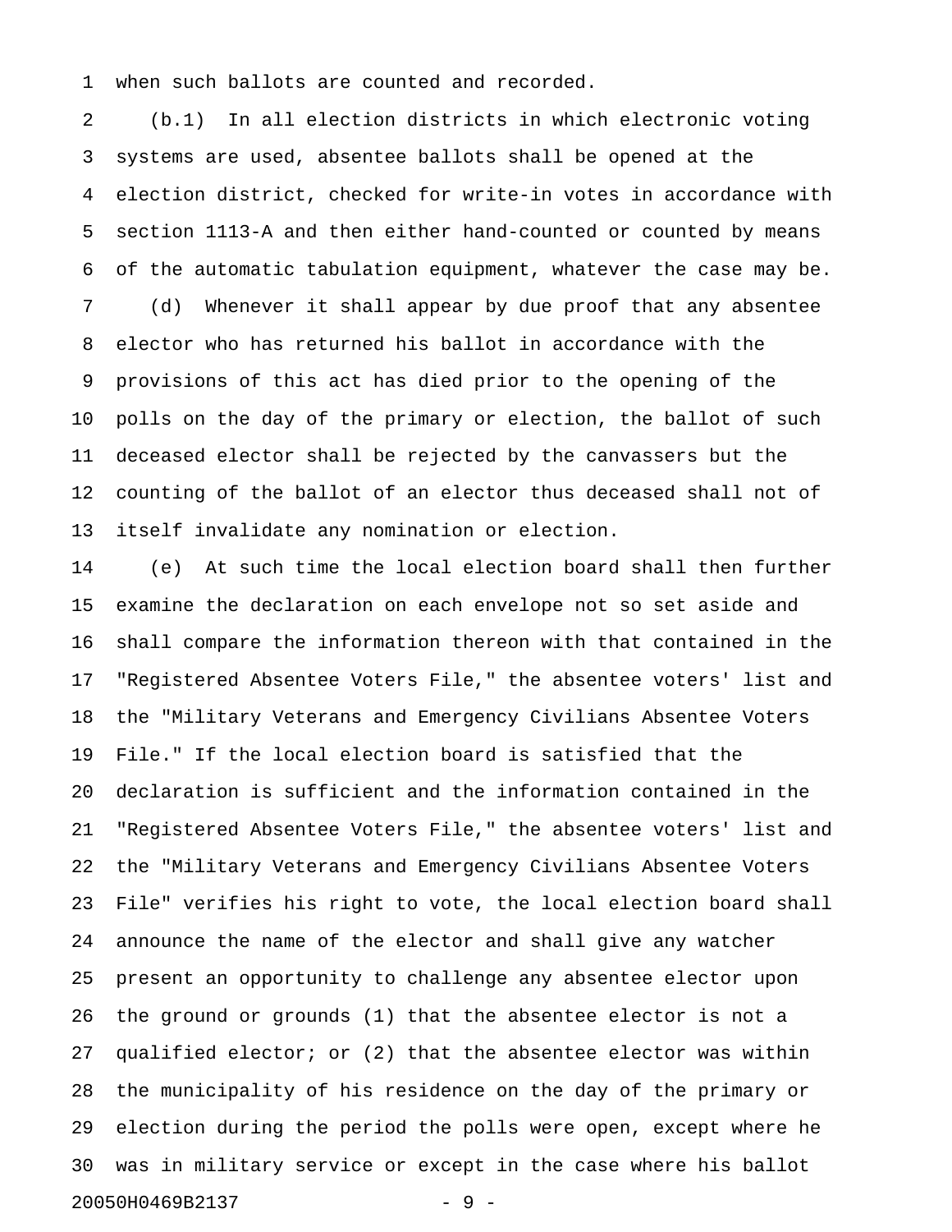when such ballots are counted and recorded.

(b.1) In all election districts in which electronic voting systems are used, absentee ballots shall be opened at the election district, checked for write-in votes in accordance with section 1113-A and then either hand-counted or counted by means of the automatic tabulation equipment, whatever the case may be.

(d) Whenever it shall appear by due proof that any absentee elector who has returned his ballot in accordance with the provisions of this act has died prior to the opening of the polls on the day of the primary or election, the ballot of such deceased elector shall be rejected by the canvassers but the counting of the ballot of an elector thus deceased shall not of itself invalidate any nomination or election.

(e) At such time the local election board shall then further examine the declaration on each envelope not so set aside and shall compare the information thereon with that contained in the "Registered Absentee Voters File," the absentee voters' list and the "Military Veterans and Emergency Civilians Absentee Voters File." If the local election board is satisfied that the declaration is sufficient and the information contained in the "Registered Absentee Voters File," the absentee voters' list and the "Military Veterans and Emergency Civilians Absentee Voters File" verifies his right to vote, the local election board shall announce the name of the elector and shall give any watcher present an opportunity to challenge any absentee elector upon the ground or grounds (1) that the absentee elector is not a qualified elector; or (2) that the absentee elector was within the municipality of his residence on the day of the primary or election during the period the polls were open, except where he was in military service or except in the case where his ballot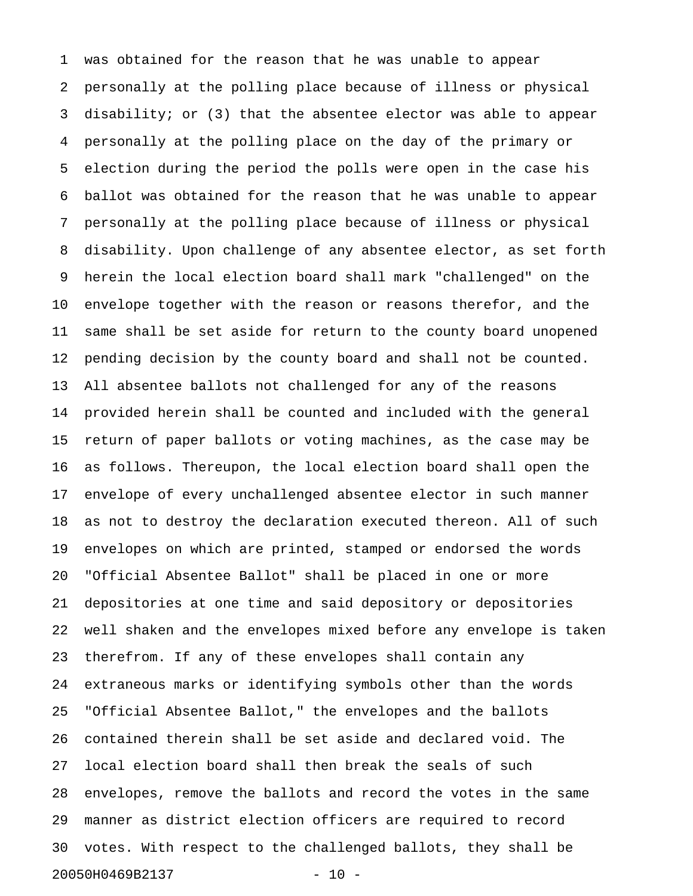was obtained for the reason that he was unable to appear personally at the polling place because of illness or physical disability; or (3) that the absentee elector was able to appear personally at the polling place on the day of the primary or election during the period the polls were open in the case his ballot was obtained for the reason that he was unable to appear personally at the polling place because of illness or physical disability. Upon challenge of any absentee elector, as set forth herein the local election board shall mark "challenged" on the envelope together with the reason or reasons therefor, and the same shall be set aside for return to the county board unopened pending decision by the county board and shall not be counted. All absentee ballots not challenged for any of the reasons provided herein shall be counted and included with the general return of paper ballots or voting machines, as the case may be as follows. Thereupon, the local election board shall open the envelope of every unchallenged absentee elector in such manner as not to destroy the declaration executed thereon. All of such envelopes on which are printed, stamped or endorsed the words "Official Absentee Ballot" shall be placed in one or more depositories at one time and said depository or depositories well shaken and the envelopes mixed before any envelope is taken therefrom. If any of these envelopes shall contain any extraneous marks or identifying symbols other than the words "Official Absentee Ballot," the envelopes and the ballots contained therein shall be set aside and declared void. The local election board shall then break the seals of such envelopes, remove the ballots and record the votes in the same manner as district election officers are required to record votes. With respect to the challenged ballots, they shall be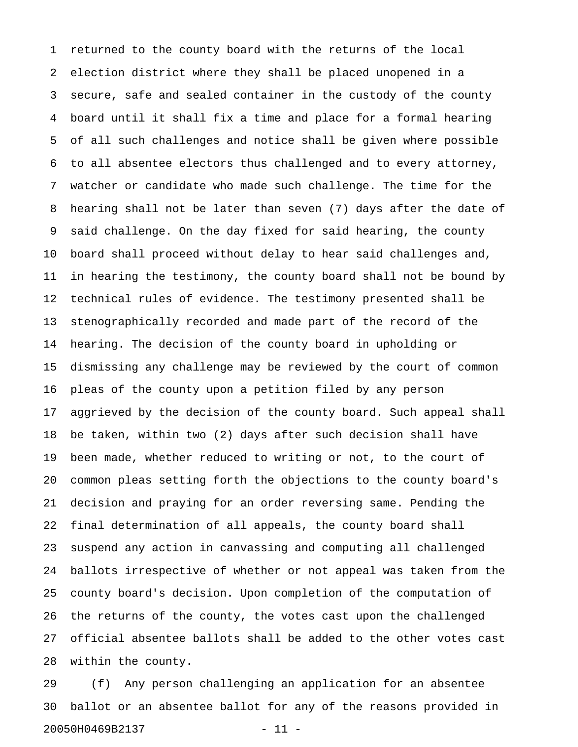returned to the county board with the returns of the local election district where they shall be placed unopened in a secure, safe and sealed container in the custody of the county board until it shall fix a time and place for a formal hearing of all such challenges and notice shall be given where possible to all absentee electors thus challenged and to every attorney, watcher or candidate who made such challenge. The time for the hearing shall not be later than seven (7) days after the date of said challenge. On the day fixed for said hearing, the county board shall proceed without delay to hear said challenges and, in hearing the testimony, the county board shall not be bound by technical rules of evidence. The testimony presented shall be stenographically recorded and made part of the record of the hearing. The decision of the county board in upholding or dismissing any challenge may be reviewed by the court of common pleas of the county upon a petition filed by any person aggrieved by the decision of the county board. Such appeal shall be taken, within two (2) days after such decision shall have been made, whether reduced to writing or not, to the court of common pleas setting forth the objections to the county board's decision and praying for an order reversing same. Pending the final determination of all appeals, the county board shall suspend any action in canvassing and computing all challenged ballots irrespective of whether or not appeal was taken from the county board's decision. Upon completion of the computation of the returns of the county, the votes cast upon the challenged official absentee ballots shall be added to the other votes cast within the county.

(f) Any person challenging an application for an absentee ballot or an absentee ballot for any of the reasons provided in

20050H0469B2137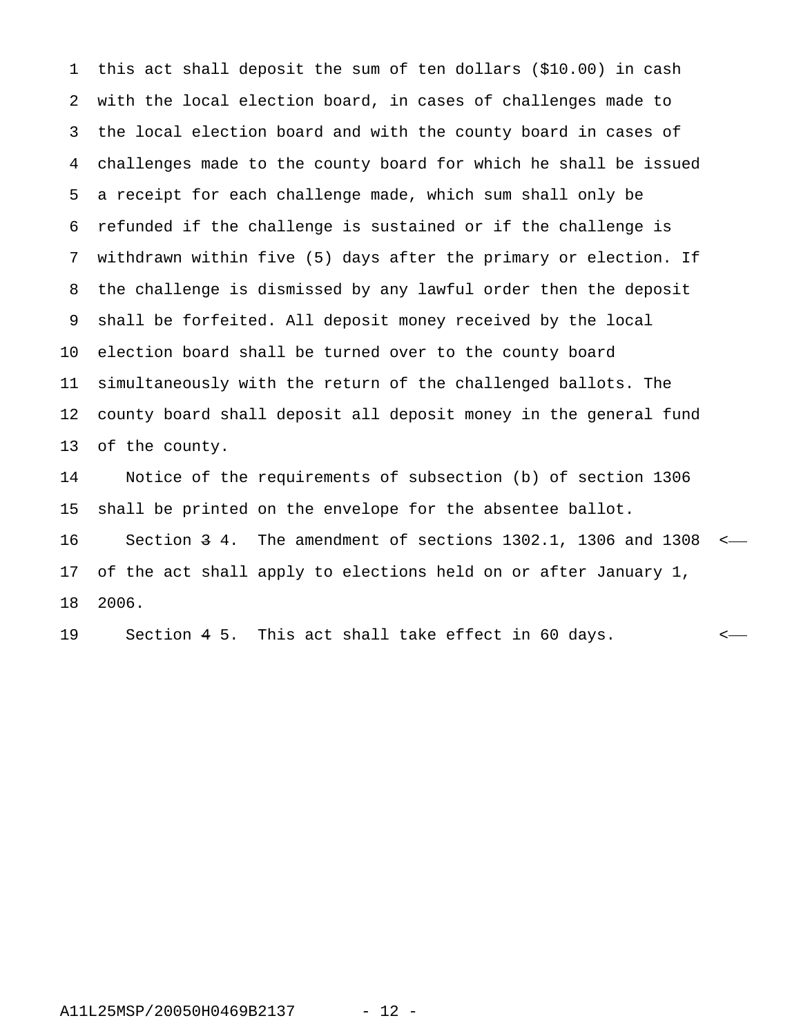this act shall deposit the sum of ten dollars ($10.00) in cash with the local election board, in cases of challenges made to the local election board and with the county board in cases of challenges made to the county board for which he shall be issued a receipt for each challenge made, which sum shall only be refunded if the challenge is sustained or if the challenge is withdrawn within five (5) days after the primary or election. If the challenge is dismissed by any lawful order then the deposit shall be forfeited. All deposit money received by the local election board shall be turned over to the county board simultaneously with the return of the challenged ballots. The county board shall deposit all deposit money in the general fund of the county.

Notice of the requirements of subsection (b) of section 1306 shall be printed on the envelope for the absentee ballot.

Section ~~3~~ 4. The amendment of sections 1302.1, 1306 and 1308 of the act shall apply to elections held on or after January 1, 2006.

Section ~~4~~ 5. This act shall take effect in 60 days.